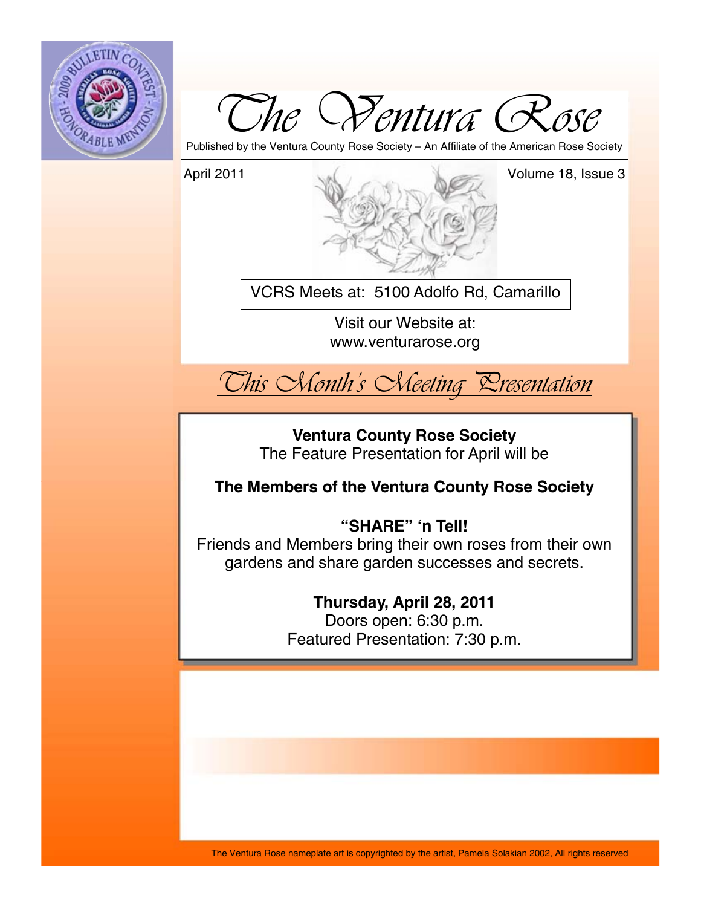# The Ventura Rose

Published by the Ventura County Rose Society – An Affiliate of the American Rose Society

April 2011

Volume 18, Issue 3

VCRS Meets at: 5100 Adolfo Rd, Camarillo

Visit our Website at:
www.venturarose.org

## This Month's Meeting Presentation

**Ventura County Rose Society**
The Feature Presentation for April will be

**The Members of the Ventura County Rose Society**

**"SHARE" 'n Tell!**
Friends and Members bring their own roses from their own gardens and share garden successes and secrets.

**Thursday, April 28, 2011**
Doors open: 6:30 p.m.
Featured Presentation: 7:30 p.m.

The Ventura Rose nameplate art is copyrighted by the artist, Pamela Solakian 2002, All rights reserved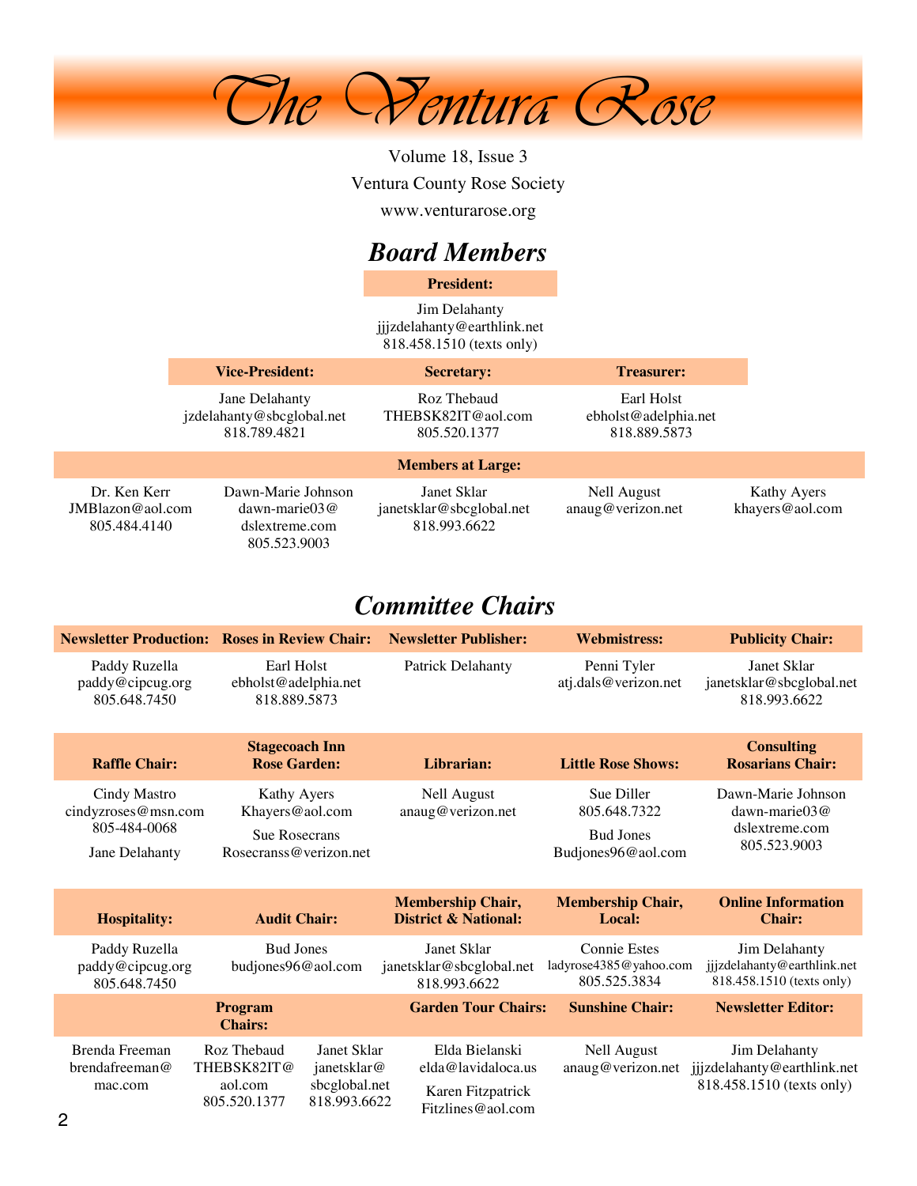# The Ventura Rose

Volume 18, Issue 3

Ventura County Rose Society

www.venturarose.org

## *Board Members*

**President:**

Jim Delahanty
jjjzdelahanty@earthlink.net
818.458.1510 (texts only)

| Vice-President: | Secretary: | Treasurer: |
|---|---|---|
| Jane Delahanty<br>jzdelahanty@sbcglobal.net<br>818.789.4821 | Roz Thebaud<br>THEBSK82IT@aol.com<br>805.520.1377 | Earl Holst<br>ebholst@adelphia.net<br>818.889.5873 |

**Members at Large:**

| | | | | |
|---|---|---|---|---|
| Dr. Ken Kerr<br>JMBlazon@aol.com<br>805.484.4140 | Dawn-Marie Johnson<br>dawn-marie03@<br>dslextreme.com<br>805.523.9003 | Janet Sklar<br>janetsklar@sbcglobal.net<br>818.993.6622 | Nell August<br>anaug@verizon.net | Kathy Ayers<br>khayers@aol.com |

## *Committee Chairs*

| Newsletter Production: | Roses in Review Chair: | Newsletter Publisher: | Webmistress: | Publicity Chair: |
|---|---|---|---|---|
| Paddy Ruzella<br>paddy@cipcug.org<br>805.648.7450 | Earl Holst<br>ebholst@adelphia.net<br>818.889.5873 | Patrick Delahanty | Penni Tyler<br>atj.dals@verizon.net | Janet Sklar<br>janetsklar@sbcglobal.net<br>818.993.6622 |

| Raffle Chair: | Stagecoach Inn Rose Garden: | Librarian: | Little Rose Shows: | Consulting Rosarians Chair: |
|---|---|---|---|---|
| Cindy Mastro<br>cindyzroses@msn.com<br>805-484-0068<br>Jane Delahanty | Kathy Ayers<br>Khayers@aol.com<br>Sue Rosecrans<br>Rosecranss@verizon.net | Nell August<br>anaug@verizon.net | Sue Diller<br>805.648.7322<br>Bud Jones<br>Budjones96@aol.com | Dawn-Marie Johnson<br>dawn-marie03@<br>dslextreme.com<br>805.523.9003 |

| Hospitality: | Audit Chair: | Membership Chair, District & National: | Membership Chair, Local: | Online Information Chair: |
|---|---|---|---|---|
| Paddy Ruzella<br>paddy@cipcug.org<br>805.648.7450 | Bud Jones<br>budjones96@aol.com | Janet Sklar<br>janetsklar@sbcglobal.net<br>818.993.6622 | Connie Estes<br>ladyrose4385@yahoo.com<br>805.525.3834 | Jim Delahanty<br>jjjzdelahanty@earthlink.net<br>818.458.1510 (texts only) |

| Program Chairs: | | | Garden Tour Chairs: | Sunshine Chair: | Newsletter Editor: |
|---|---|---|---|---|---|
| Brenda Freeman<br>brendafreeman@<br>mac.com | Roz Thebaud<br>THEBSK82IT@<br>aol.com<br>805.520.1377 | Janet Sklar<br>janetsklar@<br>sbcglobal.net<br>818.993.6622 | Elda Bielanski<br>elda@lavidaloca.us<br>Karen Fitzpatrick<br>Fitzlines@aol.com | Nell August<br>anaug@verizon.net | Jim Delahanty<br>jjjzdelahanty@earthlink.net<br>818.458.1510 (texts only) |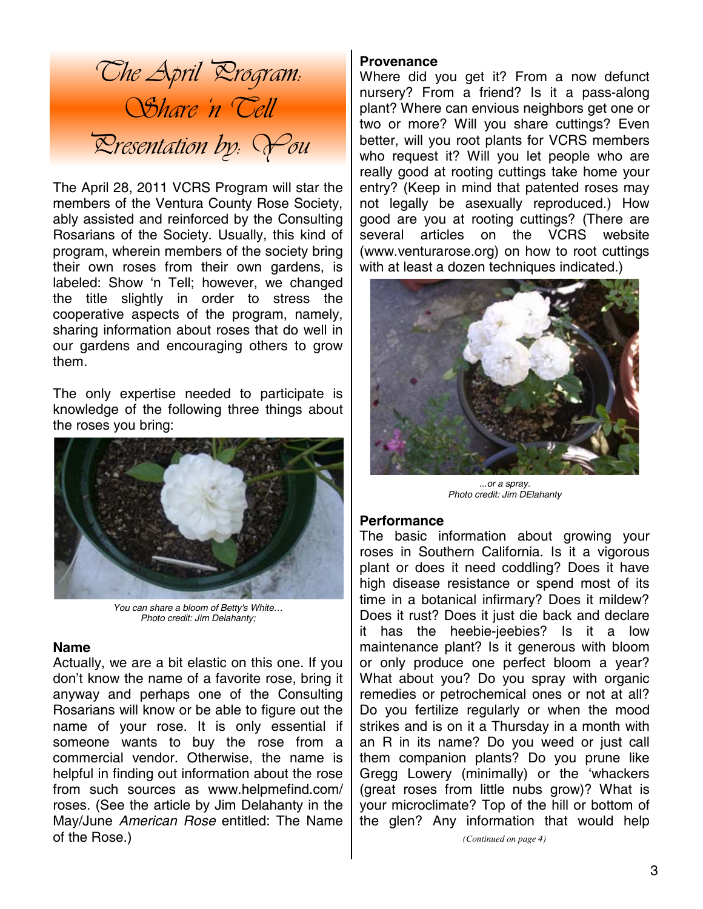# The April Program: Share 'n Tell Presentation by: You

The April 28, 2011 VCRS Program will star the members of the Ventura County Rose Society, ably assisted and reinforced by the Consulting Rosarians of the Society. Usually, this kind of program, wherein members of the society bring their own roses from their own gardens, is labeled: Show 'n Tell; however, we changed the title slightly in order to stress the cooperative aspects of the program, namely, sharing information about roses that do well in our gardens and encouraging others to grow them.

The only expertise needed to participate is knowledge of the following three things about the roses you bring:

*You can share a bloom of Betty's White…*
*Photo credit: Jim Delahanty;*

### Name

Actually, we are a bit elastic on this one. If you don't know the name of a favorite rose, bring it anyway and perhaps one of the Consulting Rosarians will know or be able to figure out the name of your rose. It is only essential if someone wants to buy the rose from a commercial vendor. Otherwise, the name is helpful in finding out information about the rose from such sources as www.helpmefind.com/roses. (See the article by Jim Delahanty in the May/June *American Rose* entitled: The Name of the Rose.)

### Provenance

Where did you get it? From a now defunct nursery? From a friend? Is it a pass-along plant? Where can envious neighbors get one or two or more? Will you share cuttings? Even better, will you root plants for VCRS members who request it? Will you let people who are really good at rooting cuttings take home your entry? (Keep in mind that patented roses may not legally be asexually reproduced.) How good are you at rooting cuttings? (There are several articles on the VCRS website (www.venturarose.org) on how to root cuttings with at least a dozen techniques indicated.)

*...or a spray.*
*Photo credit: Jim DElahanty*

### Performance

The basic information about growing your roses in Southern California. Is it a vigorous plant or does it need coddling? Does it have high disease resistance or spend most of its time in a botanical infirmary? Does it mildew? Does it rust? Does it just die back and declare it has the heebie-jeebies? Is it a low maintenance plant? Is it generous with bloom or only produce one perfect bloom a year? What about you? Do you spray with organic remedies or petrochemical ones or not at all? Do you fertilize regularly or when the mood strikes and is on it a Thursday in a month with an R in its name? Do you weed or just call them companion plants? Do you prune like Gregg Lowery (minimally) or the 'whackers (great roses from little nubs grow)? What is your microclimate? Top of the hill or bottom of the glen? Any information that would help

*(Continued on page 4)*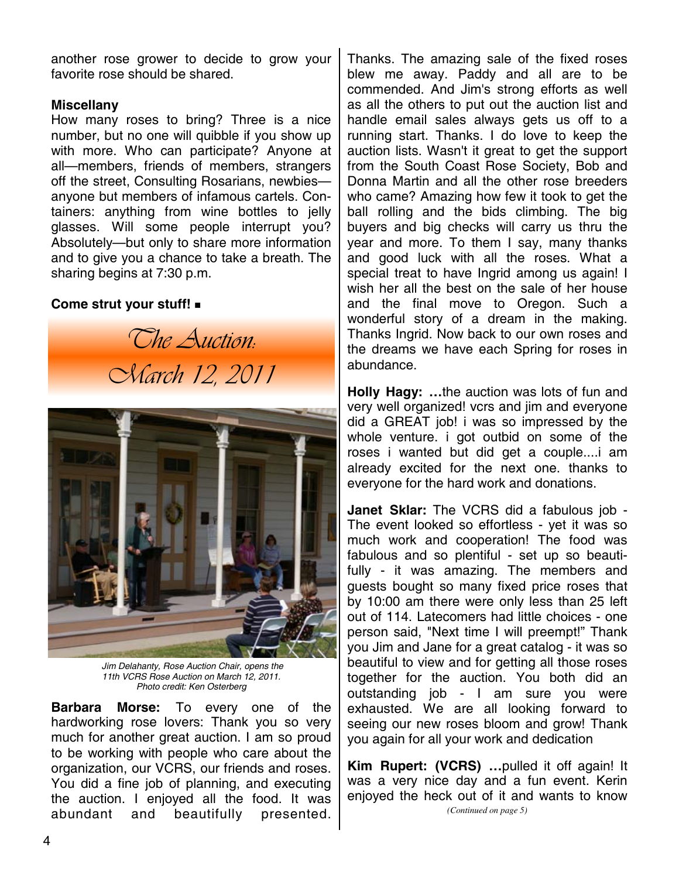another rose grower to decide to grow your favorite rose should be shared.

**Miscellany**

How many roses to bring? Three is a nice number, but no one will quibble if you show up with more. Who can participate? Anyone at all—members, friends of members, strangers off the street, Consulting Rosarians, newbies—anyone but members of infamous cartels. Containers: anything from wine bottles to jelly glasses. Will some people interrupt you? Absolutely—but only to share more information and to give you a chance to take a breath. The sharing begins at 7:30 p.m.

**Come strut your stuff!** ■

## *The Auction: March 12, 2011*

*Jim Delahanty, Rose Auction Chair, opens the 11th VCRS Rose Auction on March 12, 2011. Photo credit: Ken Osterberg*

**Barbara Morse:** To every one of the hardworking rose lovers: Thank you so very much for another great auction. I am so proud to be working with people who care about the organization, our VCRS, our friends and roses. You did a fine job of planning, and executing the auction. I enjoyed all the food. It was abundant and beautifully presented. Thanks. The amazing sale of the fixed roses blew me away. Paddy and all are to be commended. And Jim's strong efforts as well as all the others to put out the auction list and handle email sales always gets us off to a running start. Thanks. I do love to keep the auction lists. Wasn't it great to get the support from the South Coast Rose Society, Bob and Donna Martin and all the other rose breeders who came? Amazing how few it took to get the ball rolling and the bids climbing. The big buyers and big checks will carry us thru the year and more. To them I say, many thanks and good luck with all the roses. What a special treat to have Ingrid among us again! I wish her all the best on the sale of her house and the final move to Oregon. Such a wonderful story of a dream in the making. Thanks Ingrid. Now back to our own roses and the dreams we have each Spring for roses in abundance.

**Holly Hagy: …**the auction was lots of fun and very well organized! vcrs and jim and everyone did a GREAT job! i was so impressed by the whole venture. i got outbid on some of the roses i wanted but did get a couple....i am already excited for the next one. thanks to everyone for the hard work and donations.

**Janet Sklar:** The VCRS did a fabulous job - The event looked so effortless - yet it was so much work and cooperation! The food was fabulous and so plentiful - set up so beautifully - it was amazing. The members and guests bought so many fixed price roses that by 10:00 am there were only less than 25 left out of 114. Latecomers had little choices - one person said, "Next time I will preempt!" Thank you Jim and Jane for a great catalog - it was so beautiful to view and for getting all those roses together for the auction. You both did an outstanding job - I am sure you were exhausted. We are all looking forward to seeing our new roses bloom and grow! Thank you again for all your work and dedication

**Kim Rupert: (VCRS) …**pulled it off again! It was a very nice day and a fun event. Kerin enjoyed the heck out of it and wants to know

*(Continued on page 5)*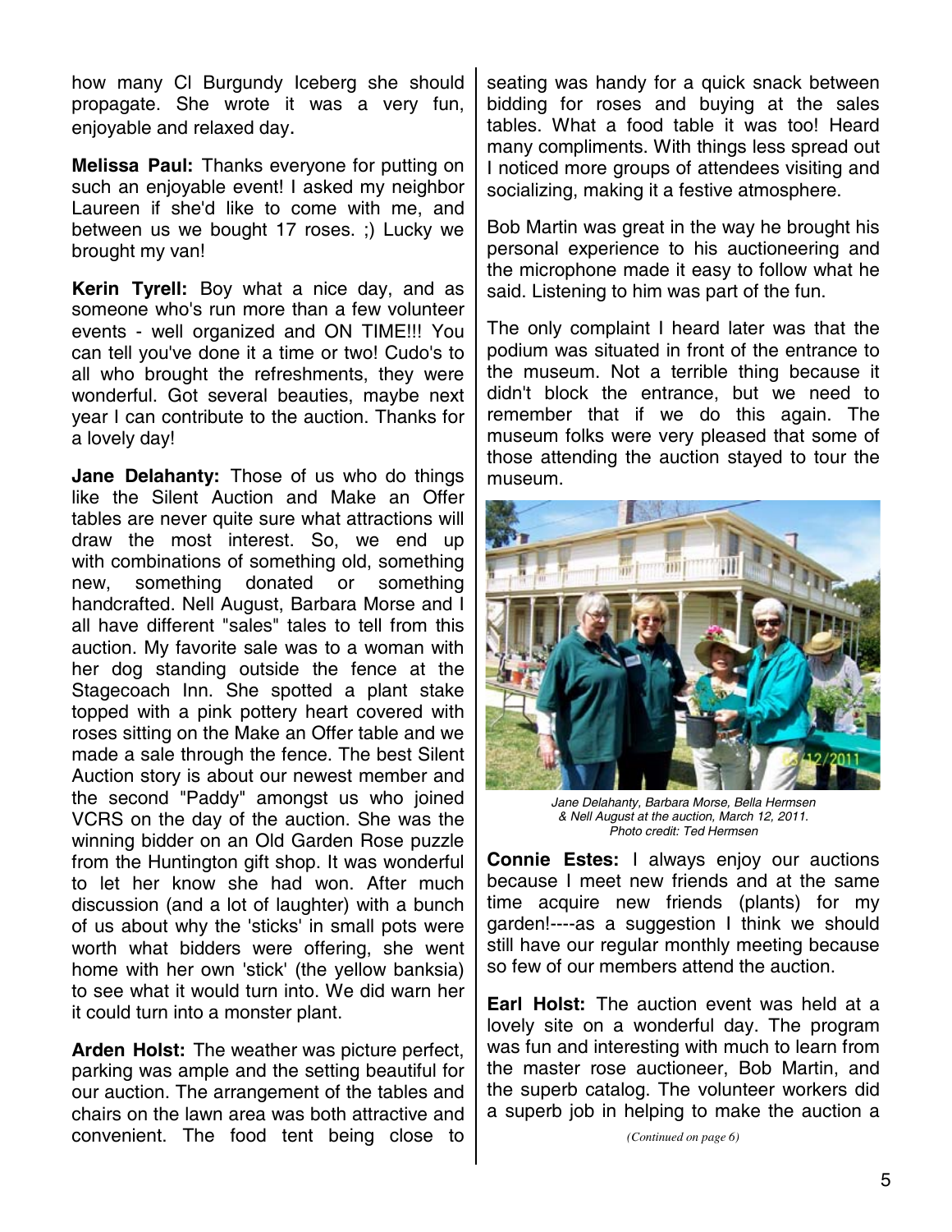how many Cl Burgundy Iceberg she should propagate. She wrote it was a very fun, enjoyable and relaxed day.

**Melissa Paul:** Thanks everyone for putting on such an enjoyable event! I asked my neighbor Laureen if she'd like to come with me, and between us we bought 17 roses. ;) Lucky we brought my van!

**Kerin Tyrell:** Boy what a nice day, and as someone who's run more than a few volunteer events - well organized and ON TIME!!! You can tell you've done it a time or two! Cudo's to all who brought the refreshments, they were wonderful. Got several beauties, maybe next year I can contribute to the auction. Thanks for a lovely day!

**Jane Delahanty:** Those of us who do things like the Silent Auction and Make an Offer tables are never quite sure what attractions will draw the most interest. So, we end up with combinations of something old, something new, something donated or something handcrafted. Nell August, Barbara Morse and I all have different "sales" tales to tell from this auction. My favorite sale was to a woman with her dog standing outside the fence at the Stagecoach Inn. She spotted a plant stake topped with a pink pottery heart covered with roses sitting on the Make an Offer table and we made a sale through the fence. The best Silent Auction story is about our newest member and the second "Paddy" amongst us who joined VCRS on the day of the auction. She was the winning bidder on an Old Garden Rose puzzle from the Huntington gift shop. It was wonderful to let her know she had won. After much discussion (and a lot of laughter) with a bunch of us about why the 'sticks' in small pots were worth what bidders were offering, she went home with her own 'stick' (the yellow banksia) to see what it would turn into. We did warn her it could turn into a monster plant.

**Arden Holst:** The weather was picture perfect, parking was ample and the setting beautiful for our auction. The arrangement of the tables and chairs on the lawn area was both attractive and convenient. The food tent being close to seating was handy for a quick snack between bidding for roses and buying at the sales tables. What a food table it was too! Heard many compliments. With things less spread out I noticed more groups of attendees visiting and socializing, making it a festive atmosphere.

Bob Martin was great in the way he brought his personal experience to his auctioneering and the microphone made it easy to follow what he said. Listening to him was part of the fun.

The only complaint I heard later was that the podium was situated in front of the entrance to the museum. Not a terrible thing because it didn't block the entrance, but we need to remember that if we do this again. The museum folks were very pleased that some of those attending the auction stayed to tour the museum.

*Jane Delahanty, Barbara Morse, Bella Hermsen & Nell August at the auction, March 12, 2011. Photo credit: Ted Hermsen*

**Connie Estes:** I always enjoy our auctions because I meet new friends and at the same time acquire new friends (plants) for my garden!----as a suggestion I think we should still have our regular monthly meeting because so few of our members attend the auction.

**Earl Holst:** The auction event was held at a lovely site on a wonderful day. The program was fun and interesting with much to learn from the master rose auctioneer, Bob Martin, and the superb catalog. The volunteer workers did a superb job in helping to make the auction a

*(Continued on page 6)*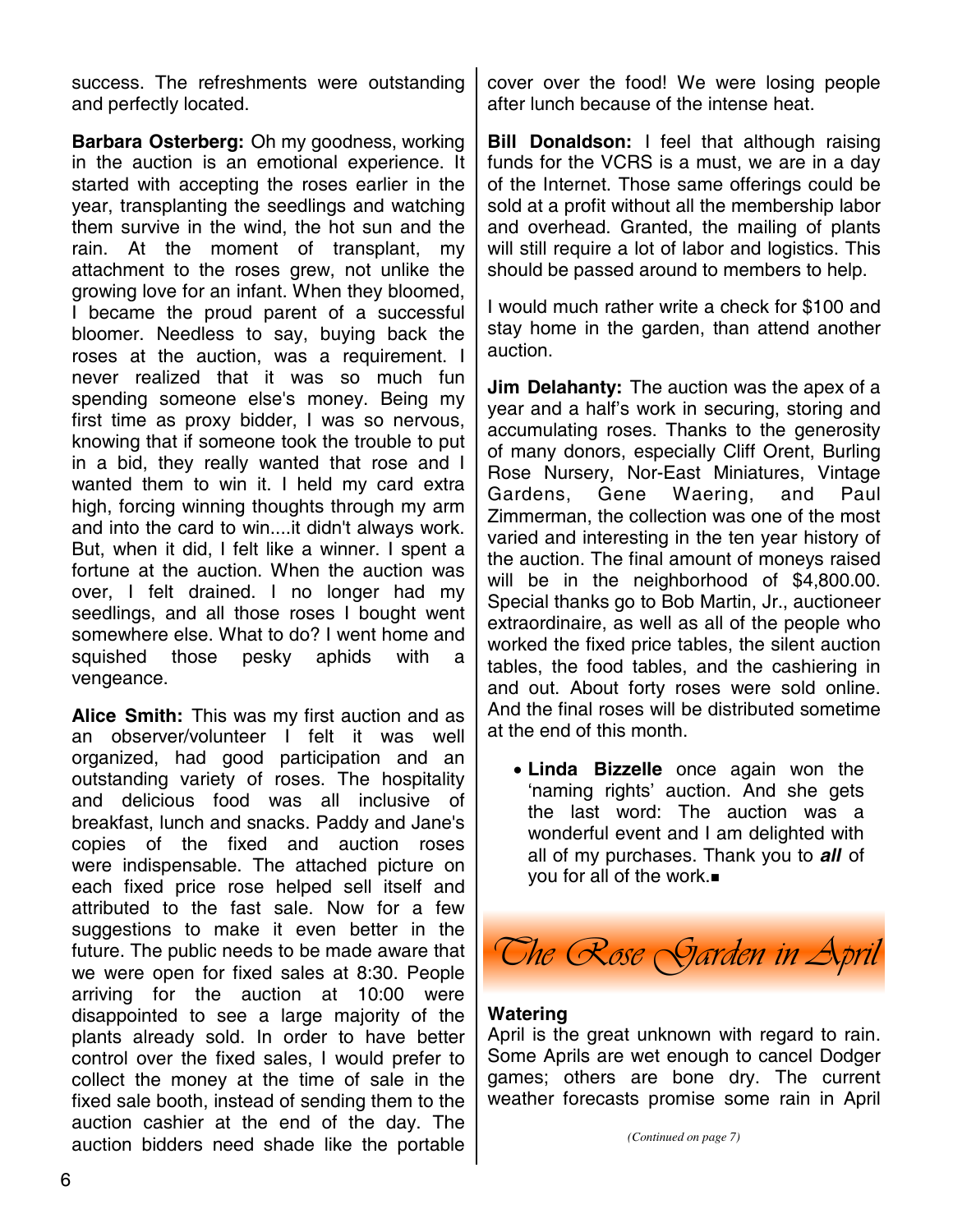success. The refreshments were outstanding and perfectly located.

**Barbara Osterberg:** Oh my goodness, working in the auction is an emotional experience. It started with accepting the roses earlier in the year, transplanting the seedlings and watching them survive in the wind, the hot sun and the rain. At the moment of transplant, my attachment to the roses grew, not unlike the growing love for an infant. When they bloomed, I became the proud parent of a successful bloomer. Needless to say, buying back the roses at the auction, was a requirement. I never realized that it was so much fun spending someone else's money. Being my first time as proxy bidder, I was so nervous, knowing that if someone took the trouble to put in a bid, they really wanted that rose and I wanted them to win it. I held my card extra high, forcing winning thoughts through my arm and into the card to win....it didn't always work. But, when it did, I felt like a winner. I spent a fortune at the auction. When the auction was over, I felt drained. I no longer had my seedlings, and all those roses I bought went somewhere else. What to do? I went home and squished those pesky aphids with a vengeance.

**Alice Smith:** This was my first auction and as an observer/volunteer I felt it was well organized, had good participation and an outstanding variety of roses. The hospitality and delicious food was all inclusive of breakfast, lunch and snacks. Paddy and Jane's copies of the fixed and auction roses were indispensable. The attached picture on each fixed price rose helped sell itself and attributed to the fast sale. Now for a few suggestions to make it even better in the future. The public needs to be made aware that we were open for fixed sales at 8:30. People arriving for the auction at 10:00 were disappointed to see a large majority of the plants already sold. In order to have better control over the fixed sales, I would prefer to collect the money at the time of sale in the fixed sale booth, instead of sending them to the auction cashier at the end of the day. The auction bidders need shade like the portable cover over the food! We were losing people after lunch because of the intense heat.

**Bill Donaldson:** I feel that although raising funds for the VCRS is a must, we are in a day of the Internet. Those same offerings could be sold at a profit without all the membership labor and overhead. Granted, the mailing of plants will still require a lot of labor and logistics. This should be passed around to members to help.

I would much rather write a check for $100 and stay home in the garden, than attend another auction.

**Jim Delahanty:** The auction was the apex of a year and a half's work in securing, storing and accumulating roses. Thanks to the generosity of many donors, especially Cliff Orent, Burling Rose Nursery, Nor-East Miniatures, Vintage Gardens, Gene Waering, and Paul Zimmerman, the collection was one of the most varied and interesting in the ten year history of the auction. The final amount of moneys raised will be in the neighborhood of $4,800.00. Special thanks go to Bob Martin, Jr., auctioneer extraordinaire, as well as all of the people who worked the fixed price tables, the silent auction tables, the food tables, and the cashiering in and out. About forty roses were sold online. And the final roses will be distributed sometime at the end of this month.

- **Linda Bizzelle** once again won the 'naming rights' auction. And she gets the last word: The auction was a wonderful event and I am delighted with all of my purchases. Thank you to ***all*** of you for all of the work.■

## *The Rose Garden in April*

### Watering

April is the great unknown with regard to rain. Some Aprils are wet enough to cancel Dodger games; others are bone dry. The current weather forecasts promise some rain in April

*(Continued on page 7)*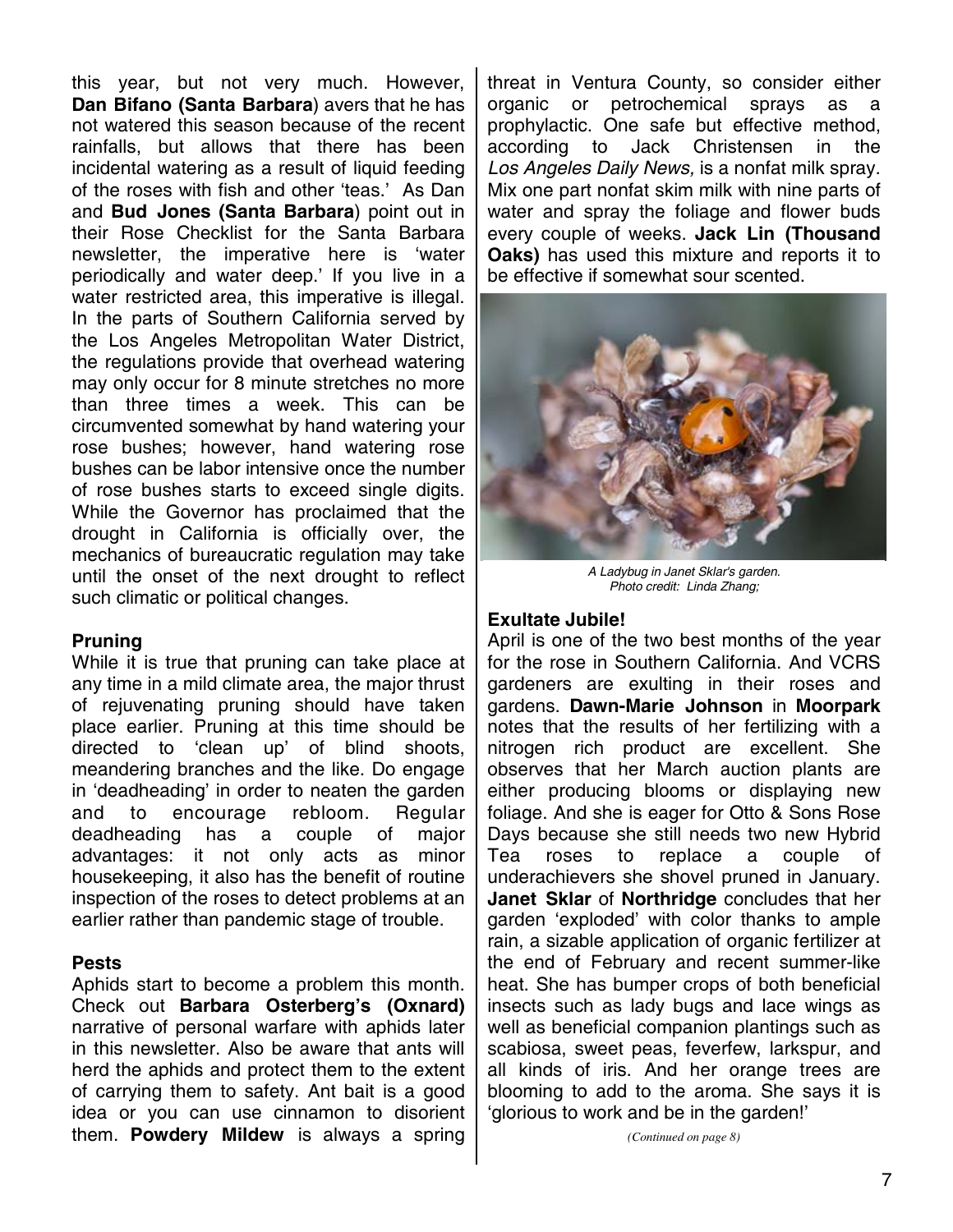this year, but not very much. However, **Dan Bifano (Santa Barbara**) avers that he has not watered this season because of the recent rainfalls, but allows that there has been incidental watering as a result of liquid feeding of the roses with fish and other 'teas.' As Dan and **Bud Jones (Santa Barbara**) point out in their Rose Checklist for the Santa Barbara newsletter, the imperative here is 'water periodically and water deep.' If you live in a water restricted area, this imperative is illegal. In the parts of Southern California served by the Los Angeles Metropolitan Water District, the regulations provide that overhead watering may only occur for 8 minute stretches no more than three times a week. This can be circumvented somewhat by hand watering your rose bushes; however, hand watering rose bushes can be labor intensive once the number of rose bushes starts to exceed single digits. While the Governor has proclaimed that the drought in California is officially over, the mechanics of bureaucratic regulation may take until the onset of the next drought to reflect such climatic or political changes.

**Pruning**

While it is true that pruning can take place at any time in a mild climate area, the major thrust of rejuvenating pruning should have taken place earlier. Pruning at this time should be directed to 'clean up' of blind shoots, meandering branches and the like. Do engage in 'deadheading' in order to neaten the garden and to encourage rebloom. Regular deadheading has a couple of major advantages: it not only acts as minor housekeeping, it also has the benefit of routine inspection of the roses to detect problems at an earlier rather than pandemic stage of trouble.

**Pests**

Aphids start to become a problem this month. Check out **Barbara Osterberg's (Oxnard)** narrative of personal warfare with aphids later in this newsletter. Also be aware that ants will herd the aphids and protect them to the extent of carrying them to safety. Ant bait is a good idea or you can use cinnamon to disorient them. **Powdery Mildew** is always a spring threat in Ventura County, so consider either organic or petrochemical sprays as a prophylactic. One safe but effective method, according to Jack Christensen in the *Los Angeles Daily News,* is a nonfat milk spray. Mix one part nonfat skim milk with nine parts of water and spray the foliage and flower buds every couple of weeks. **Jack Lin (Thousand Oaks)** has used this mixture and reports it to be effective if somewhat sour scented.

*A Ladybug in Janet Sklar's garden. Photo credit: Linda Zhang;*

**Exultate Jubile!**

April is one of the two best months of the year for the rose in Southern California. And VCRS gardeners are exulting in their roses and gardens. **Dawn-Marie Johnson** in **Moorpark** notes that the results of her fertilizing with a nitrogen rich product are excellent. She observes that her March auction plants are either producing blooms or displaying new foliage. And she is eager for Otto & Sons Rose Days because she still needs two new Hybrid Tea roses to replace a couple of underachievers she shovel pruned in January. **Janet Sklar** of **Northridge** concludes that her garden 'exploded' with color thanks to ample rain, a sizable application of organic fertilizer at the end of February and recent summer-like heat. She has bumper crops of both beneficial insects such as lady bugs and lace wings as well as beneficial companion plantings such as scabiosa, sweet peas, feverfew, larkspur, and all kinds of iris. And her orange trees are blooming to add to the aroma. She says it is 'glorious to work and be in the garden!'

*(Continued on page 8)*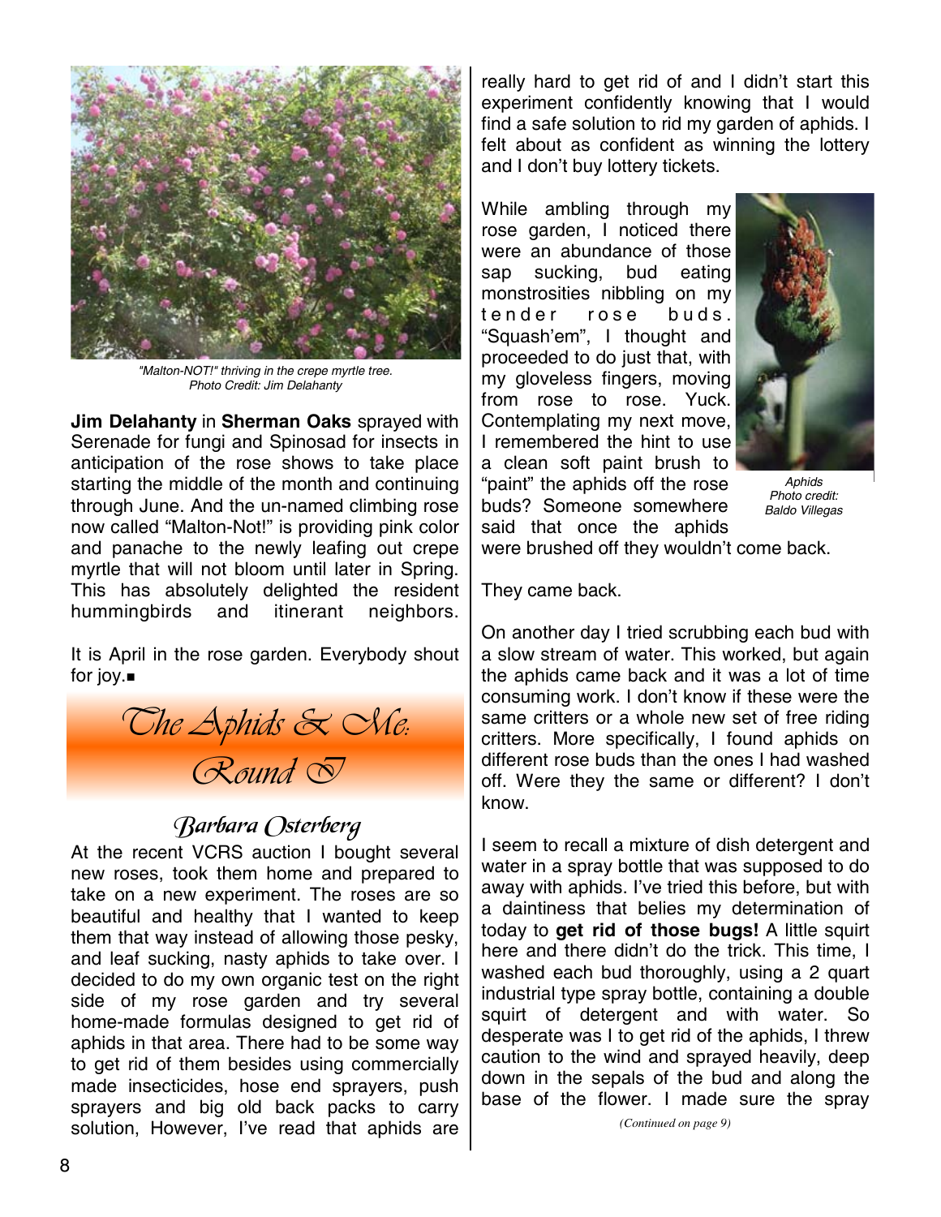*"Malton-NOT!" thriving in the crepe myrtle tree.*
*Photo Credit: Jim Delahanty*

**Jim Delahanty** in **Sherman Oaks** sprayed with Serenade for fungi and Spinosad for insects in anticipation of the rose shows to take place starting the middle of the month and continuing through June. And the un-named climbing rose now called "Malton-Not!" is providing pink color and panache to the newly leafing out crepe myrtle that will not bloom until later in Spring. This has absolutely delighted the resident hummingbirds and itinerant neighbors.

It is April in the rose garden. Everybody shout for joy.■

## The Aphids & Me: Round I

### Barbara Osterberg

At the recent VCRS auction I bought several new roses, took them home and prepared to take on a new experiment. The roses are so beautiful and healthy that I wanted to keep them that way instead of allowing those pesky, and leaf sucking, nasty aphids to take over. I decided to do my own organic test on the right side of my rose garden and try several home-made formulas designed to get rid of aphids in that area. There had to be some way to get rid of them besides using commercially made insecticides, hose end sprayers, push sprayers and big old back packs to carry solution, However, I've read that aphids are really hard to get rid of and I didn't start this experiment confidently knowing that I would find a safe solution to rid my garden of aphids. I felt about as confident as winning the lottery and I don't buy lottery tickets.

While ambling through my rose garden, I noticed there were an abundance of those sap sucking, bud eating monstrosities nibbling on my tender rose buds. "Squash'em", I thought and proceeded to do just that, with my gloveless fingers, moving from rose to rose. Yuck. Contemplating my next move, I remembered the hint to use a clean soft paint brush to "paint" the aphids off the rose buds? Someone somewhere said that once the aphids were brushed off they wouldn't come back.

*Aphids*
*Photo credit: Baldo Villegas*

They came back.

On another day I tried scrubbing each bud with a slow stream of water. This worked, but again the aphids came back and it was a lot of time consuming work. I don't know if these were the same critters or a whole new set of free riding critters. More specifically, I found aphids on different rose buds than the ones I had washed off. Were they the same or different? I don't know.

I seem to recall a mixture of dish detergent and water in a spray bottle that was supposed to do away with aphids. I've tried this before, but with a daintiness that belies my determination of today to **get rid of those bugs!** A little squirt here and there didn't do the trick. This time, I washed each bud thoroughly, using a 2 quart industrial type spray bottle, containing a double squirt of detergent and with water. So desperate was I to get rid of the aphids, I threw caution to the wind and sprayed heavily, deep down in the sepals of the bud and along the base of the flower. I made sure the spray

*(Continued on page 9)*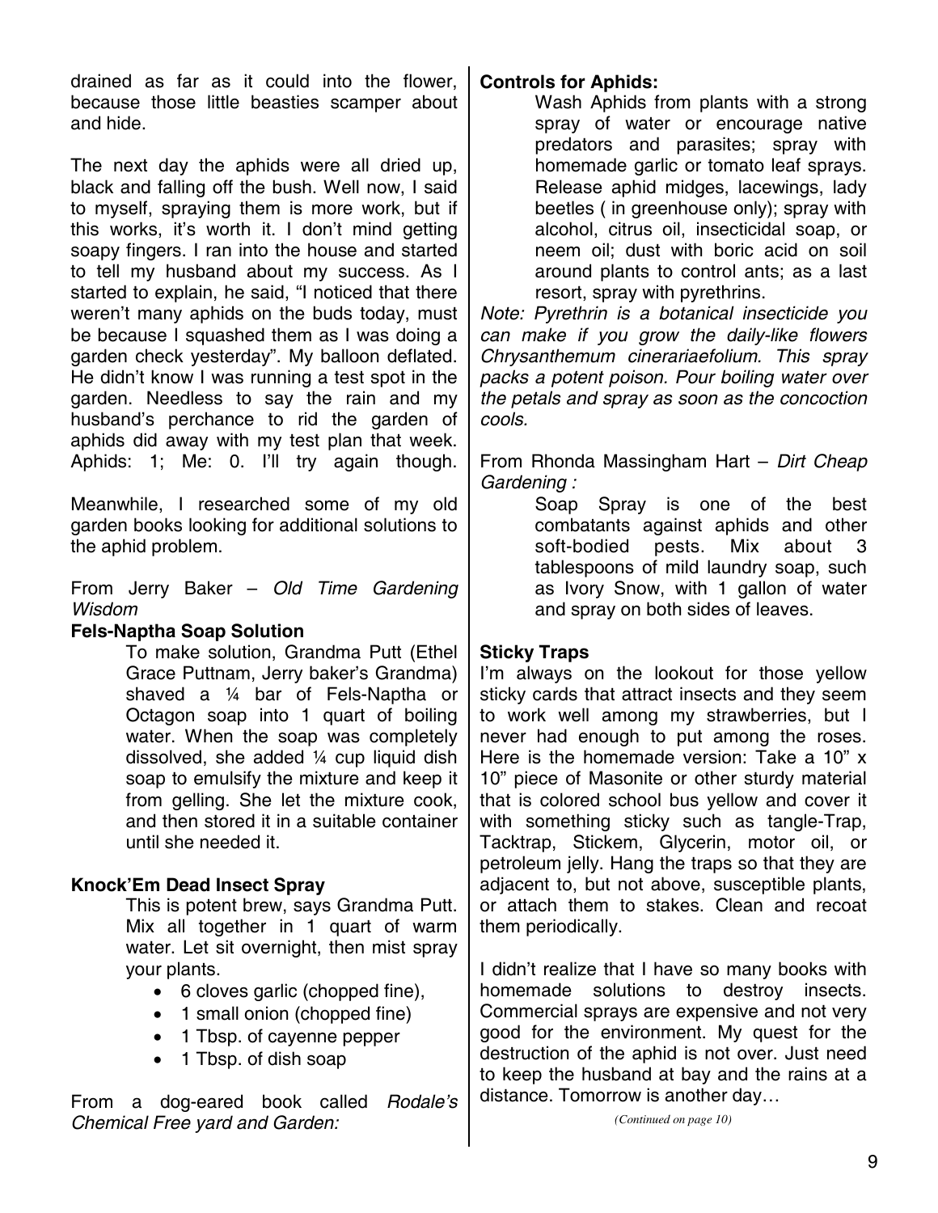drained as far as it could into the flower, because those little beasties scamper about and hide.

The next day the aphids were all dried up, black and falling off the bush. Well now, I said to myself, spraying them is more work, but if this works, it's worth it. I don't mind getting soapy fingers. I ran into the house and started to tell my husband about my success. As I started to explain, he said, "I noticed that there weren't many aphids on the buds today, must be because I squashed them as I was doing a garden check yesterday". My balloon deflated. He didn't know I was running a test spot in the garden. Needless to say the rain and my husband's perchance to rid the garden of aphids did away with my test plan that week. Aphids: 1; Me: 0. I'll try again though.

Meanwhile, I researched some of my old garden books looking for additional solutions to the aphid problem.

From Jerry Baker – *Old Time Gardening Wisdom*

**Fels-Naptha Soap Solution**

> To make solution, Grandma Putt (Ethel Grace Puttnam, Jerry baker's Grandma) shaved a ¼ bar of Fels-Naptha or Octagon soap into 1 quart of boiling water. When the soap was completely dissolved, she added ¼ cup liquid dish soap to emulsify the mixture and keep it from gelling. She let the mixture cook, and then stored it in a suitable container until she needed it.

**Knock'Em Dead Insect Spray**

> This is potent brew, says Grandma Putt. Mix all together in 1 quart of warm water. Let sit overnight, then mist spray your plants.
>
> - 6 cloves garlic (chopped fine),
> - 1 small onion (chopped fine)
> - 1 Tbsp. of cayenne pepper
> - 1 Tbsp. of dish soap

From a dog-eared book called *Rodale's Chemical Free yard and Garden:*

**Controls for Aphids:**

> Wash Aphids from plants with a strong spray of water or encourage native predators and parasites; spray with homemade garlic or tomato leaf sprays. Release aphid midges, lacewings, lady beetles ( in greenhouse only); spray with alcohol, citrus oil, insecticidal soap, or neem oil; dust with boric acid on soil around plants to control ants; as a last resort, spray with pyrethrins.

*Note: Pyrethrin is a botanical insecticide you can make if you grow the daily-like flowers Chrysanthemum cinerariaefolium. This spray packs a potent poison. Pour boiling water over the petals and spray as soon as the concoction cools.*

From Rhonda Massingham Hart – *Dirt Cheap Gardening :*

> Soap Spray is one of the best combatants against aphids and other soft-bodied pests. Mix about 3 tablespoons of mild laundry soap, such as Ivory Snow, with 1 gallon of water and spray on both sides of leaves.

**Sticky Traps**

I'm always on the lookout for those yellow sticky cards that attract insects and they seem to work well among my strawberries, but I never had enough to put among the roses. Here is the homemade version: Take a 10" x 10" piece of Masonite or other sturdy material that is colored school bus yellow and cover it with something sticky such as tangle-Trap, Tacktrap, Stickem, Glycerin, motor oil, or petroleum jelly. Hang the traps so that they are adjacent to, but not above, susceptible plants, or attach them to stakes. Clean and recoat them periodically.

I didn't realize that I have so many books with homemade solutions to destroy insects. Commercial sprays are expensive and not very good for the environment. My quest for the destruction of the aphid is not over. Just need to keep the husband at bay and the rains at a distance. Tomorrow is another day…

*(Continued on page 10)*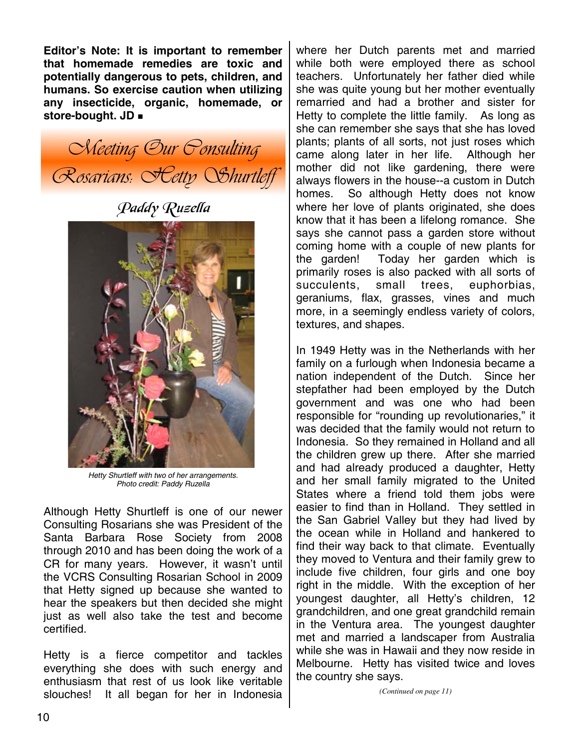**Editor's Note: It is important to remember that homemade remedies are toxic and potentially dangerous to pets, children, and humans. So exercise caution when utilizing any insecticide, organic, homemade, or store-bought. JD ▪**

# Meeting Our Consulting Rosarians: Hetty Shurtleff

*Paddy Ruzella*

*Hetty Shurtleff with two of her arrangements. Photo credit: Paddy Ruzella*

Although Hetty Shurtleff is one of our newer Consulting Rosarians she was President of the Santa Barbara Rose Society from 2008 through 2010 and has been doing the work of a CR for many years. However, it wasn't until the VCRS Consulting Rosarian School in 2009 that Hetty signed up because she wanted to hear the speakers but then decided she might just as well also take the test and become certified.

Hetty is a fierce competitor and tackles everything she does with such energy and enthusiasm that rest of us look like veritable slouches! It all began for her in Indonesia where her Dutch parents met and married while both were employed there as school teachers. Unfortunately her father died while she was quite young but her mother eventually remarried and had a brother and sister for Hetty to complete the little family. As long as she can remember she says that she has loved plants; plants of all sorts, not just roses which came along later in her life. Although her mother did not like gardening, there were always flowers in the house--a custom in Dutch homes. So although Hetty does not know where her love of plants originated, she does know that it has been a lifelong romance. She says she cannot pass a garden store without coming home with a couple of new plants for the garden! Today her garden which is primarily roses is also packed with all sorts of succulents, small trees, euphorbias, geraniums, flax, grasses, vines and much more, in a seemingly endless variety of colors, textures, and shapes.

In 1949 Hetty was in the Netherlands with her family on a furlough when Indonesia became a nation independent of the Dutch. Since her stepfather had been employed by the Dutch government and was one who had been responsible for "rounding up revolutionaries," it was decided that the family would not return to Indonesia. So they remained in Holland and all the children grew up there. After she married and had already produced a daughter, Hetty and her small family migrated to the United States where a friend told them jobs were easier to find than in Holland. They settled in the San Gabriel Valley but they had lived by the ocean while in Holland and hankered to find their way back to that climate. Eventually they moved to Ventura and their family grew to include five children, four girls and one boy right in the middle. With the exception of her youngest daughter, all Hetty's children, 12 grandchildren, and one great grandchild remain in the Ventura area. The youngest daughter met and married a landscaper from Australia while she was in Hawaii and they now reside in Melbourne. Hetty has visited twice and loves the country she says.

*(Continued on page 11)*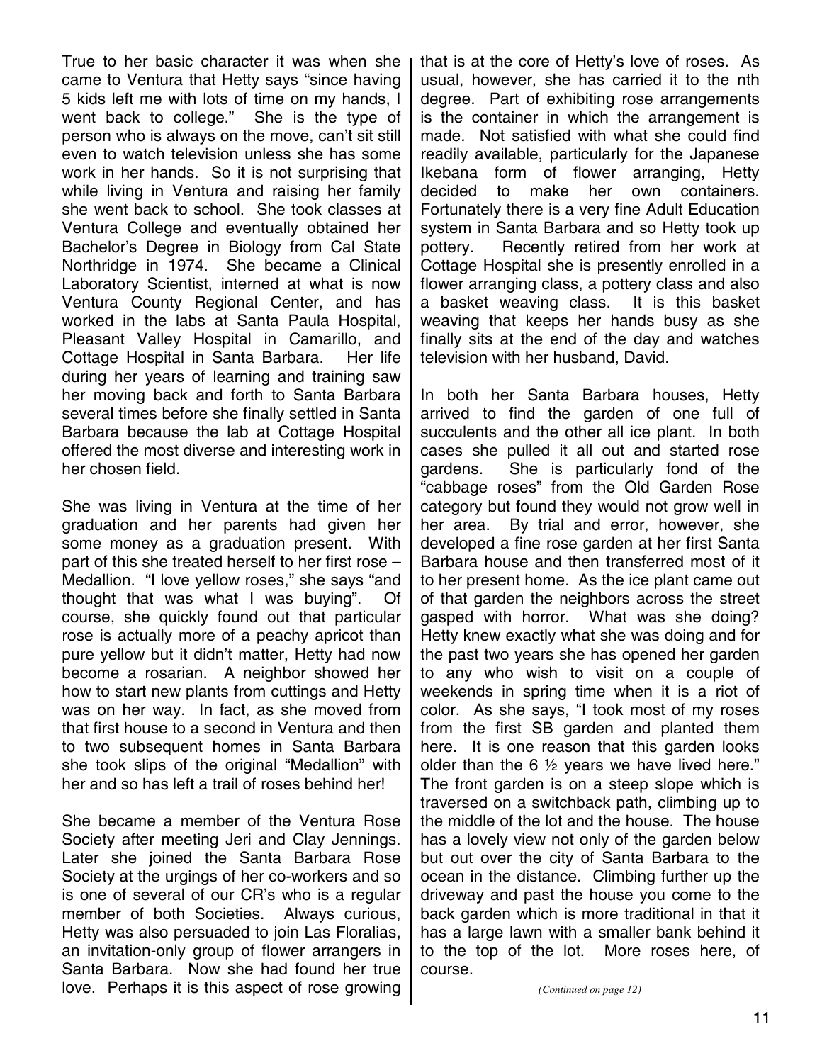True to her basic character it was when she came to Ventura that Hetty says "since having 5 kids left me with lots of time on my hands, I went back to college." She is the type of person who is always on the move, can't sit still even to watch television unless she has some work in her hands. So it is not surprising that while living in Ventura and raising her family she went back to school. She took classes at Ventura College and eventually obtained her Bachelor's Degree in Biology from Cal State Northridge in 1974. She became a Clinical Laboratory Scientist, interned at what is now Ventura County Regional Center, and has worked in the labs at Santa Paula Hospital, Pleasant Valley Hospital in Camarillo, and Cottage Hospital in Santa Barbara. Her life during her years of learning and training saw her moving back and forth to Santa Barbara several times before she finally settled in Santa Barbara because the lab at Cottage Hospital offered the most diverse and interesting work in her chosen field.

She was living in Ventura at the time of her graduation and her parents had given her some money as a graduation present. With part of this she treated herself to her first rose – Medallion. "I love yellow roses," she says "and thought that was what I was buying". Of course, she quickly found out that particular rose is actually more of a peachy apricot than pure yellow but it didn't matter, Hetty had now become a rosarian. A neighbor showed her how to start new plants from cuttings and Hetty was on her way. In fact, as she moved from that first house to a second in Ventura and then to two subsequent homes in Santa Barbara she took slips of the original "Medallion" with her and so has left a trail of roses behind her!

She became a member of the Ventura Rose Society after meeting Jeri and Clay Jennings. Later she joined the Santa Barbara Rose Society at the urgings of her co-workers and so is one of several of our CR's who is a regular member of both Societies. Always curious, Hetty was also persuaded to join Las Floralias, an invitation-only group of flower arrangers in Santa Barbara. Now she had found her true love. Perhaps it is this aspect of rose growing that is at the core of Hetty's love of roses. As usual, however, she has carried it to the nth degree. Part of exhibiting rose arrangements is the container in which the arrangement is made. Not satisfied with what she could find readily available, particularly for the Japanese Ikebana form of flower arranging, Hetty decided to make her own containers. Fortunately there is a very fine Adult Education system in Santa Barbara and so Hetty took up pottery. Recently retired from her work at Cottage Hospital she is presently enrolled in a flower arranging class, a pottery class and also a basket weaving class. It is this basket weaving that keeps her hands busy as she finally sits at the end of the day and watches television with her husband, David.

In both her Santa Barbara houses, Hetty arrived to find the garden of one full of succulents and the other all ice plant. In both cases she pulled it all out and started rose gardens. She is particularly fond of the "cabbage roses" from the Old Garden Rose category but found they would not grow well in her area. By trial and error, however, she developed a fine rose garden at her first Santa Barbara house and then transferred most of it to her present home. As the ice plant came out of that garden the neighbors across the street gasped with horror. What was she doing? Hetty knew exactly what she was doing and for the past two years she has opened her garden to any who wish to visit on a couple of weekends in spring time when it is a riot of color. As she says, "I took most of my roses from the first SB garden and planted them here. It is one reason that this garden looks older than the 6 ½ years we have lived here." The front garden is on a steep slope which is traversed on a switchback path, climbing up to the middle of the lot and the house. The house has a lovely view not only of the garden below but out over the city of Santa Barbara to the ocean in the distance. Climbing further up the driveway and past the house you come to the back garden which is more traditional in that it has a large lawn with a smaller bank behind it to the top of the lot. More roses here, of course.

*(Continued on page 12)*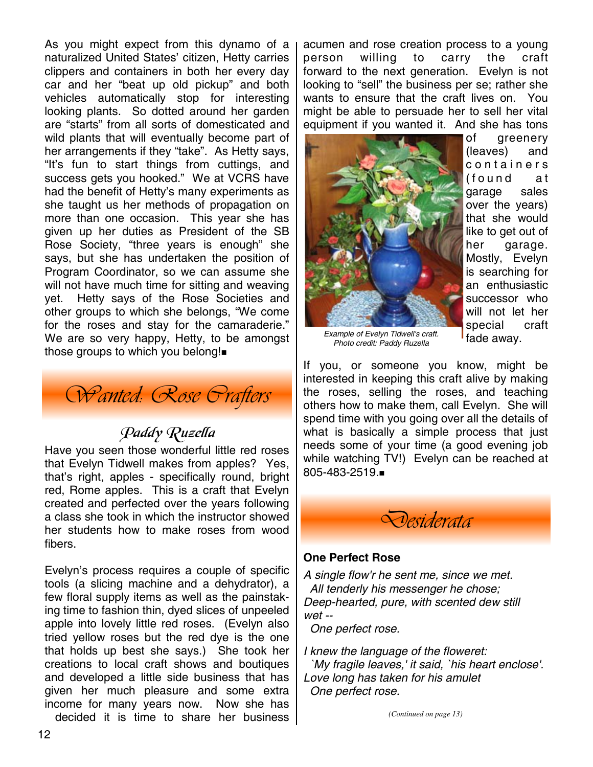As you might expect from this dynamo of a naturalized United States' citizen, Hetty carries clippers and containers in both her every day car and her "beat up old pickup" and both vehicles automatically stop for interesting looking plants. So dotted around her garden are "starts" from all sorts of domesticated and wild plants that will eventually become part of her arrangements if they "take". As Hetty says, "It's fun to start things from cuttings, and success gets you hooked." We at VCRS have had the benefit of Hetty's many experiments as she taught us her methods of propagation on more than one occasion. This year she has given up her duties as President of the SB Rose Society, "three years is enough" she says, but she has undertaken the position of Program Coordinator, so we can assume she will not have much time for sitting and weaving yet. Hetty says of the Rose Societies and other groups to which she belongs, "We come for the roses and stay for the camaraderie." We are so very happy, Hetty, to be amongst those groups to which you belong!■

## Wanted: Rose Crafters

### Paddy Ruzella

Have you seen those wonderful little red roses that Evelyn Tidwell makes from apples? Yes, that's right, apples - specifically round, bright red, Rome apples. This is a craft that Evelyn created and perfected over the years following a class she took in which the instructor showed her students how to make roses from wood fibers.

Evelyn's process requires a couple of specific tools (a slicing machine and a dehydrator), a few floral supply items as well as the painstaking time to fashion thin, dyed slices of unpeeled apple into lovely little red roses. (Evelyn also tried yellow roses but the red dye is the one that holds up best she says.) She took her creations to local craft shows and boutiques and developed a little side business that has given her much pleasure and some extra income for many years now. Now she has decided it is time to share her business acumen and rose creation process to a young person willing to carry the craft forward to the next generation. Evelyn is not looking to "sell" the business per se; rather she wants to ensure that the craft lives on. You might be able to persuade her to sell her vital equipment if you wanted it. And she has tons of greenery (leaves) and containers (found at garage sales over the years) that she would like to get out of her garage. Mostly, Evelyn is searching for an enthusiastic successor who will not let her special craft fade away.

*Example of Evelyn Tidwell's craft.*
*Photo credit: Paddy Ruzella*

If you, or someone you know, might be interested in keeping this craft alive by making the roses, selling the roses, and teaching others how to make them, call Evelyn. She will spend time with you going over all the details of what is basically a simple process that just needs some of your time (a good evening job while watching TV!) Evelyn can be reached at 805-483-2519.■

## Desiderata

**One Perfect Rose**

*A single flow'r he sent me, since we met.*
*All tenderly his messenger he chose;*
*Deep-hearted, pure, with scented dew still wet --*
*One perfect rose.*

*I knew the language of the floweret:*
*`My fragile leaves,' it said, `his heart enclose'.*
*Love long has taken for his amulet*
*One perfect rose.*

*(Continued on page 13)*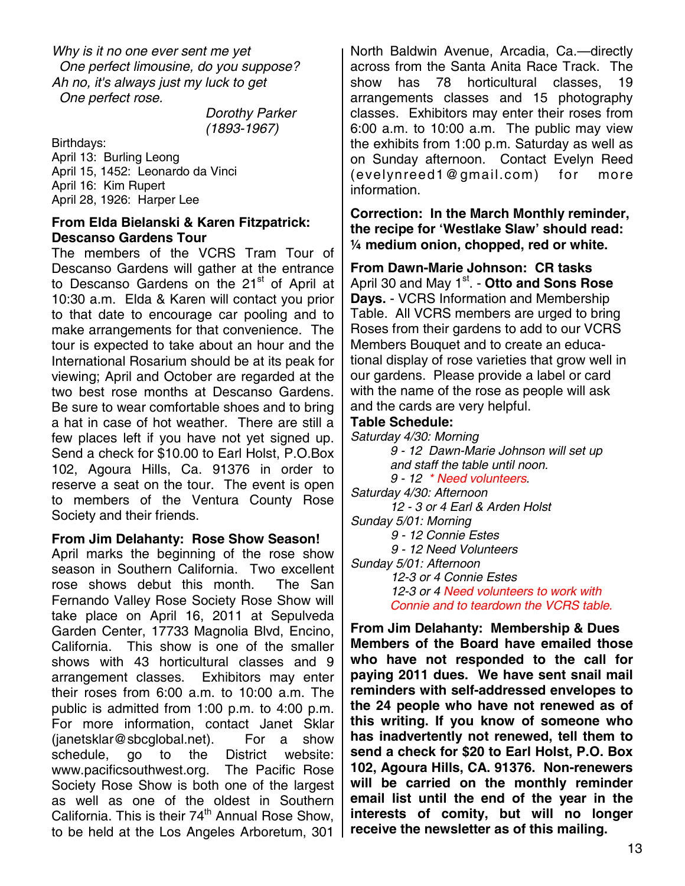*Why is it no one ever sent me yet*
*One perfect limousine, do you suppose?*
*Ah no, it's always just my luck to get*
*One perfect rose.*

*Dorothy Parker*
*(1893-1967)*

Birthdays:
April 13: Burling Leong
April 15, 1452: Leonardo da Vinci
April 16: Kim Rupert
April 28, 1926: Harper Lee

**From Elda Bielanski & Karen Fitzpatrick: Descanso Gardens Tour**

The members of the VCRS Tram Tour of Descanso Gardens will gather at the entrance to Descanso Gardens on the 21st of April at 10:30 a.m. Elda & Karen will contact you prior to that date to encourage car pooling and to make arrangements for that convenience. The tour is expected to take about an hour and the International Rosarium should be at its peak for viewing; April and October are regarded at the two best rose months at Descanso Gardens. Be sure to wear comfortable shoes and to bring a hat in case of hot weather. There are still a few places left if you have not yet signed up. Send a check for $10.00 to Earl Holst, P.O.Box 102, Agoura Hills, Ca. 91376 in order to reserve a seat on the tour. The event is open to members of the Ventura County Rose Society and their friends.

**From Jim Delahanty: Rose Show Season!**

April marks the beginning of the rose show season in Southern California. Two excellent rose shows debut this month. The San Fernando Valley Rose Society Rose Show will take place on April 16, 2011 at Sepulveda Garden Center, 17733 Magnolia Blvd, Encino, California. This show is one of the smaller shows with 43 horticultural classes and 9 arrangement classes. Exhibitors may enter their roses from 6:00 a.m. to 10:00 a.m. The public is admitted from 1:00 p.m. to 4:00 p.m. For more information, contact Janet Sklar (janetsklar@sbcglobal.net). For a show schedule, go to the District website: www.pacificsouthwest.org. The Pacific Rose Society Rose Show is both one of the largest as well as one of the oldest in Southern California. This is their 74th Annual Rose Show, to be held at the Los Angeles Arboretum, 301 North Baldwin Avenue, Arcadia, Ca.—directly across from the Santa Anita Race Track. The show has 78 horticultural classes, 19 arrangements classes and 15 photography classes. Exhibitors may enter their roses from 6:00 a.m. to 10:00 a.m. The public may view the exhibits from 1:00 p.m. Saturday as well as on Sunday afternoon. Contact Evelyn Reed (evelynreed1@gmail.com) for more information.

**Correction: In the March Monthly reminder, the recipe for 'Westlake Slaw' should read: ¼ medium onion, chopped, red or white.**

**From Dawn-Marie Johnson: CR tasks**

April 30 and May 1st. - **Otto and Sons Rose Days.** - VCRS Information and Membership Table. All VCRS members are urged to bring Roses from their gardens to add to our VCRS Members Bouquet and to create an educational display of rose varieties that grow well in our gardens. Please provide a label or card with the name of the rose as people will ask and the cards are very helpful.

**Table Schedule:**

*Saturday 4/30: Morning*
*9 - 12 Dawn-Marie Johnson will set up and staff the table until noon.*
*9 - 12 * Need volunteers.*

*Saturday 4/30: Afternoon*
*12 - 3 or 4 Earl & Arden Holst*

*Sunday 5/01: Morning*
*9 - 12 Connie Estes*
*9 - 12 Need Volunteers*

*Sunday 5/01: Afternoon*
*12-3 or 4 Connie Estes*
*12-3 or 4 Need volunteers to work with Connie and to teardown the VCRS table.*

**From Jim Delahanty: Membership & Dues**

**Members of the Board have emailed those who have not responded to the call for paying 2011 dues. We have sent snail mail reminders with self-addressed envelopes to the 24 people who have not renewed as of this writing. If you know of someone who has inadvertently not renewed, tell them to send a check for $20 to Earl Holst, P.O. Box 102, Agoura Hills, CA. 91376. Non-renewers will be carried on the monthly reminder email list until the end of the year in the interests of comity, but will no longer receive the newsletter as of this mailing.**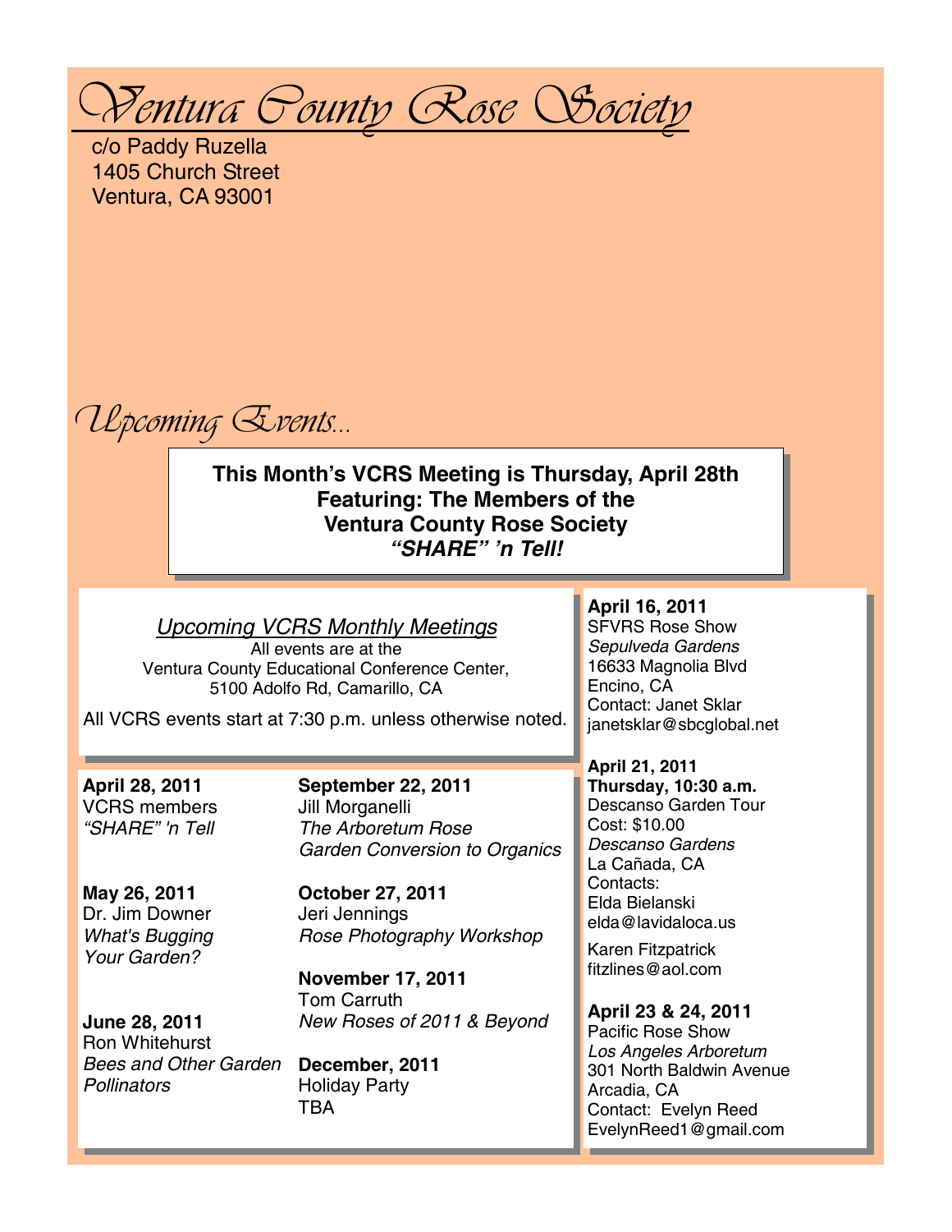# Ventura County Rose Society

c/o Paddy Ruzella
1405 Church Street
Ventura, CA 93001

## Upcoming Events...

**This Month's VCRS Meeting is Thursday, April 28th**
**Featuring: The Members of the**
**Ventura County Rose Society**
***"SHARE" 'n Tell!***

### Upcoming VCRS Monthly Meetings

All events are at the
Ventura County Educational Conference Center,
5100 Adolfo Rd, Camarillo, CA

All VCRS events start at 7:30 p.m. unless otherwise noted.

**April 28, 2011**
VCRS members
*"SHARE" 'n Tell*

**May 26, 2011**
Dr. Jim Downer
*What's Bugging Your Garden?*

**June 28, 2011**
Ron Whitehurst
*Bees and Other Garden Pollinators*

**September 22, 2011**
Jill Morganelli
*The Arboretum Rose Garden Conversion to Organics*

**October 27, 2011**
Jeri Jennings
*Rose Photography Workshop*

**November 17, 2011**
Tom Carruth
*New Roses of 2011 & Beyond*

**December, 2011**
Holiday Party
TBA

**April 16, 2011**
SFVRS Rose Show
*Sepulveda Gardens*
16633 Magnolia Blvd
Encino, CA
Contact: Janet Sklar
janetsklar@sbcglobal.net

**April 21, 2011**
**Thursday, 10:30 a.m.**
Descanso Garden Tour
Cost: $10.00
*Descanso Gardens*
La Cañada, CA
Contacts:
Elda Bielanski
elda@lavidaloca.us

Karen Fitzpatrick
fitzlines@aol.com

**April 23 & 24, 2011**
Pacific Rose Show
*Los Angeles Arboretum*
301 North Baldwin Avenue
Arcadia, CA
Contact: Evelyn Reed
EvelynReed1@gmail.com